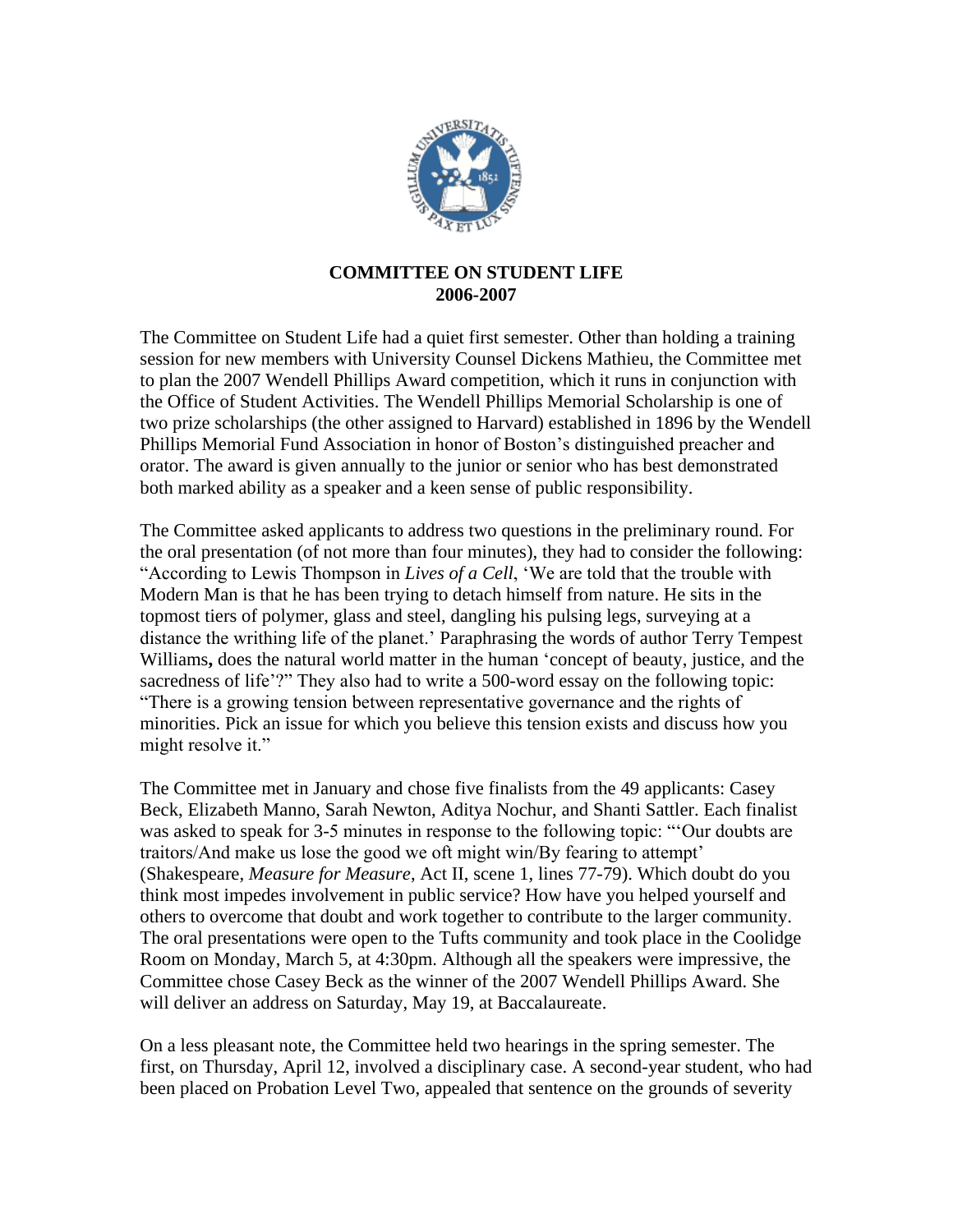# COMMITTEE ON STUDENT LIFE
## 2006-2007

The Committee on Student Life had a quiet first semester. Other than holding a training session for new members with University Counsel Dickens Mathieu, the Committee met to plan the 2007 Wendell Phillips Award competition, which it runs in conjunction with the Office of Student Activities. The Wendell Phillips Memorial Scholarship is one of two prize scholarships (the other assigned to Harvard) established in 1896 by the Wendell Phillips Memorial Fund Association in honor of Boston's distinguished preacher and orator. The award is given annually to the junior or senior who has best demonstrated both marked ability as a speaker and a keen sense of public responsibility.

The Committee asked applicants to address two questions in the preliminary round. For the oral presentation (of not more than four minutes), they had to consider the following: "According to Lewis Thompson in *Lives of a Cell*, 'We are told that the trouble with Modern Man is that he has been trying to detach himself from nature. He sits in the topmost tiers of polymer, glass and steel, dangling his pulsing legs, surveying at a distance the writhing life of the planet.' Paraphrasing the words of author Terry Tempest Williams**,** does the natural world matter in the human 'concept of beauty, justice, and the sacredness of life'?" They also had to write a 500-word essay on the following topic: "There is a growing tension between representative governance and the rights of minorities. Pick an issue for which you believe this tension exists and discuss how you might resolve it."

The Committee met in January and chose five finalists from the 49 applicants: Casey Beck, Elizabeth Manno, Sarah Newton, Aditya Nochur, and Shanti Sattler. Each finalist was asked to speak for 3-5 minutes in response to the following topic: "'Our doubts are traitors/And make us lose the good we oft might win/By fearing to attempt' (Shakespeare, *Measure for Measure*, Act II, scene 1, lines 77-79). Which doubt do you think most impedes involvement in public service? How have you helped yourself and others to overcome that doubt and work together to contribute to the larger community. The oral presentations were open to the Tufts community and took place in the Coolidge Room on Monday, March 5, at 4:30pm. Although all the speakers were impressive, the Committee chose Casey Beck as the winner of the 2007 Wendell Phillips Award. She will deliver an address on Saturday, May 19, at Baccalaureate.

On a less pleasant note, the Committee held two hearings in the spring semester. The first, on Thursday, April 12, involved a disciplinary case. A second-year student, who had been placed on Probation Level Two, appealed that sentence on the grounds of severity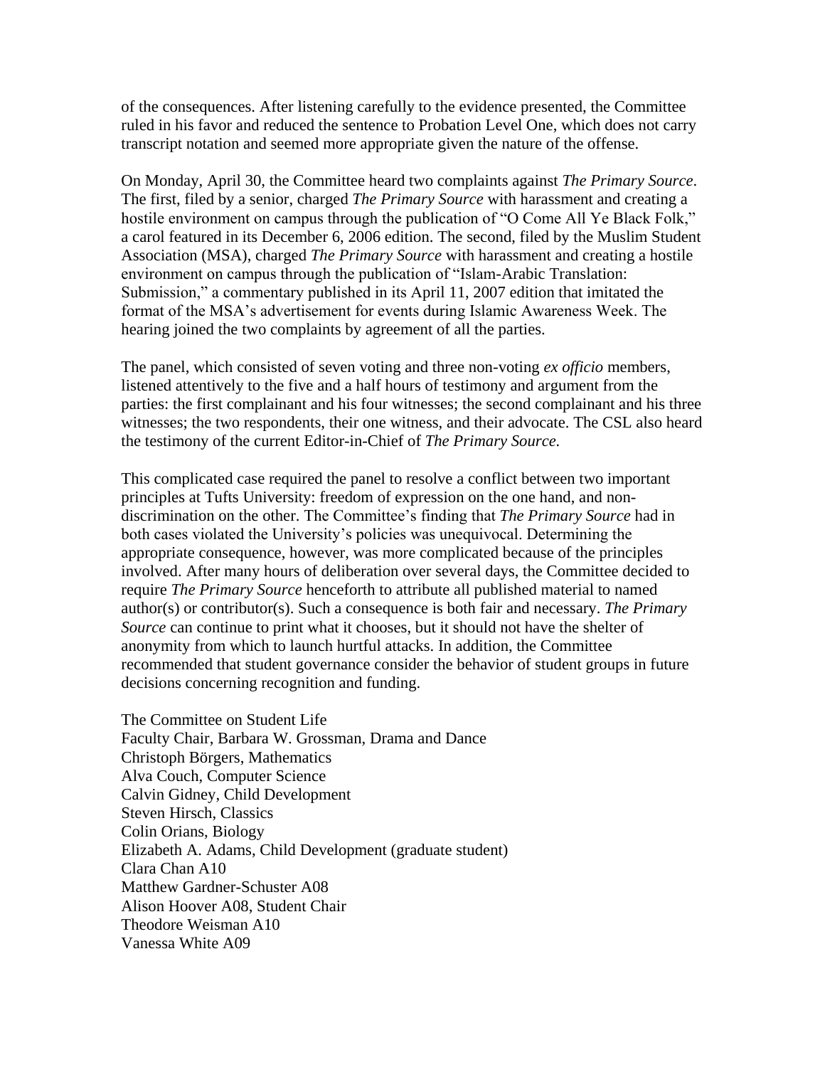of the consequences. After listening carefully to the evidence presented, the Committee ruled in his favor and reduced the sentence to Probation Level One, which does not carry transcript notation and seemed more appropriate given the nature of the offense.

On Monday, April 30, the Committee heard two complaints against *The Primary Source*. The first, filed by a senior, charged *The Primary Source* with harassment and creating a hostile environment on campus through the publication of "O Come All Ye Black Folk," a carol featured in its December 6, 2006 edition. The second, filed by the Muslim Student Association (MSA), charged *The Primary Source* with harassment and creating a hostile environment on campus through the publication of "Islam-Arabic Translation: Submission," a commentary published in its April 11, 2007 edition that imitated the format of the MSA's advertisement for events during Islamic Awareness Week. The hearing joined the two complaints by agreement of all the parties.

The panel, which consisted of seven voting and three non-voting *ex officio* members, listened attentively to the five and a half hours of testimony and argument from the parties: the first complainant and his four witnesses; the second complainant and his three witnesses; the two respondents, their one witness, and their advocate. The CSL also heard the testimony of the current Editor-in-Chief of *The Primary Source.*

This complicated case required the panel to resolve a conflict between two important principles at Tufts University: freedom of expression on the one hand, and non-discrimination on the other. The Committee's finding that *The Primary Source* had in both cases violated the University's policies was unequivocal. Determining the appropriate consequence, however, was more complicated because of the principles involved. After many hours of deliberation over several days, the Committee decided to require *The Primary Source* henceforth to attribute all published material to named author(s) or contributor(s). Such a consequence is both fair and necessary. *The Primary Source* can continue to print what it chooses, but it should not have the shelter of anonymity from which to launch hurtful attacks. In addition, the Committee recommended that student governance consider the behavior of student groups in future decisions concerning recognition and funding.

The Committee on Student Life  
Faculty Chair, Barbara W. Grossman, Drama and Dance  
Christoph Börgers, Mathematics  
Alva Couch, Computer Science  
Calvin Gidney, Child Development  
Steven Hirsch, Classics  
Colin Orians, Biology  
Elizabeth A. Adams, Child Development (graduate student)  
Clara Chan A10  
Matthew Gardner-Schuster A08  
Alison Hoover A08, Student Chair  
Theodore Weisman A10  
Vanessa White A09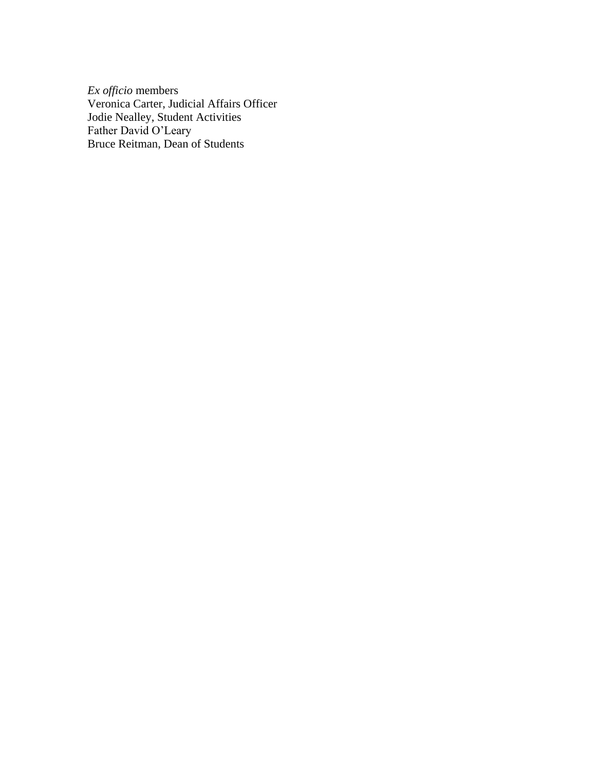*Ex officio* members
Veronica Carter, Judicial Affairs Officer
Jodie Nealley, Student Activities
Father David O'Leary
Bruce Reitman, Dean of Students